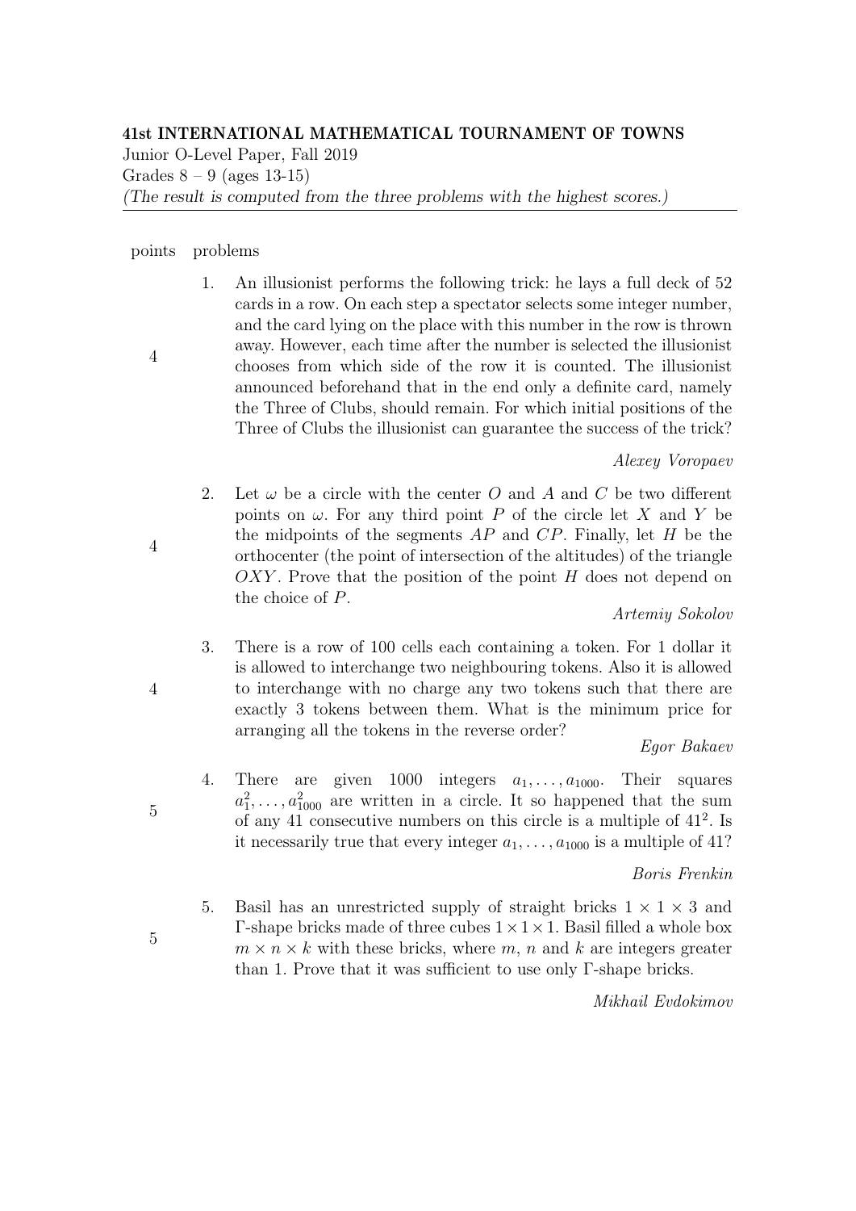**41st INTERNATIONAL MATHEMATICAL TOURNAMENT OF TOWNS**

Junior O-Level Paper, Fall 2019

Grades 8 – 9 (ages 13-15)

*(The result is computed from the three problems with the highest scores.)*

---

| points | problems |
|---|---|
| 4 | 1. An illusionist performs the following trick: he lays a full deck of 52 cards in a row. On each step a spectator selects some integer number, and the card lying on the place with this number in the row is thrown away. However, each time after the number is selected the illusionist chooses from which side of the row it is counted. The illusionist announced beforehand that in the end only a definite card, namely the Three of Clubs, should remain. For which initial positions of the Three of Clubs the illusionist can guarantee the success of the trick? *Alexey Voropaev* |
| 4 | 2. Let $\omega$ be a circle with the center $O$ and $A$ and $C$ be two different points on $\omega$. For any third point $P$ of the circle let $X$ and $Y$ be the midpoints of the segments $AP$ and $CP$. Finally, let $H$ be the orthocenter (the point of intersection of the altitudes) of the triangle $OXY$. Prove that the position of the point $H$ does not depend on the choice of $P$. *Artemiy Sokolov* |
| 4 | 3. There is a row of 100 cells each containing a token. For 1 dollar it is allowed to interchange two neighbouring tokens. Also it is allowed to interchange with no charge any two tokens such that there are exactly 3 tokens between them. What is the minimum price for arranging all the tokens in the reverse order? *Egor Bakaev* |
| 5 | 4. There are given 1000 integers $a_1, \ldots, a_{1000}$. Their squares $a_1^2, \ldots, a_{1000}^2$ are written in a circle. It so happened that the sum of any 41 consecutive numbers on this circle is a multiple of $41^2$. Is it necessarily true that every integer $a_1, \ldots, a_{1000}$ is a multiple of 41? *Boris Frenkin* |
| 5 | 5. Basil has an unrestricted supply of straight bricks $1 \times 1 \times 3$ and $\Gamma$-shape bricks made of three cubes $1 \times 1 \times 1$. Basil filled a whole box $m \times n \times k$ with these bricks, where $m$, $n$ and $k$ are integers greater than 1. Prove that it was sufficient to use only $\Gamma$-shape bricks. *Mikhail Evdokimov* |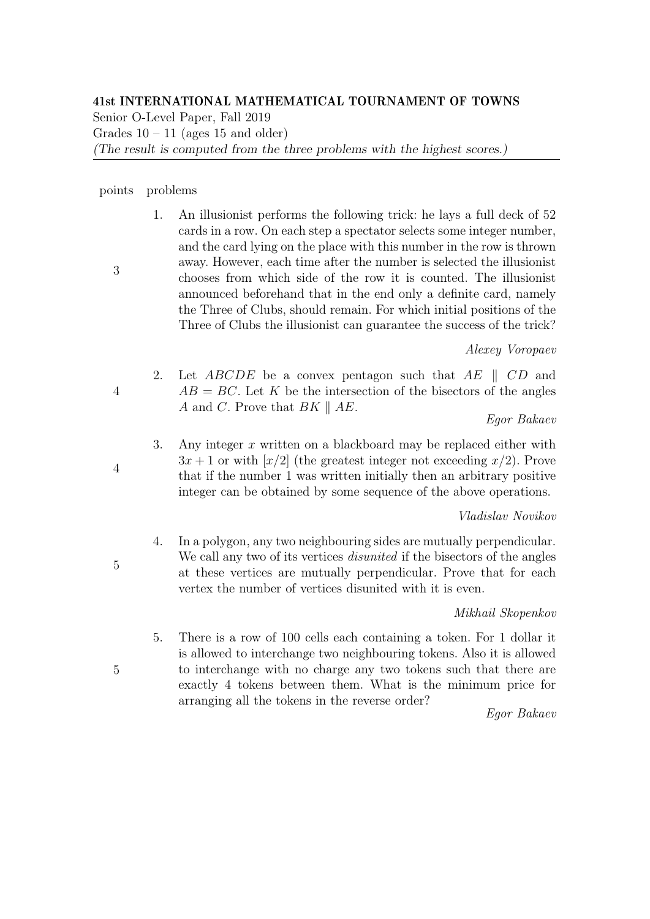**41st INTERNATIONAL MATHEMATICAL TOURNAMENT OF TOWNS**

Senior O-Level Paper, Fall 2019

Grades 10 – 11 (ages 15 and older)

*(The result is computed from the three problems with the highest scores.)*

| points | problems |
|---|---|
| 3 | 1. An illusionist performs the following trick: he lays a full deck of 52 cards in a row. On each step a spectator selects some integer number, and the card lying on the place with this number in the row is thrown away. However, each time after the number is selected the illusionist chooses from which side of the row it is counted. The illusionist announced beforehand that in the end only a definite card, namely the Three of Clubs, should remain. For which initial positions of the Three of Clubs the illusionist can guarantee the success of the trick? *Alexey Voropaev* |
| 4 | 2. Let $ABCDE$ be a convex pentagon such that $AE \parallel CD$ and $AB = BC$. Let $K$ be the intersection of the bisectors of the angles $A$ and $C$. Prove that $BK \parallel AE$. *Egor Bakaev* |
| 4 | 3. Any integer $x$ written on a blackboard may be replaced either with $3x + 1$ or with $[x/2]$ (the greatest integer not exceeding $x/2$). Prove that if the number 1 was written initially then an arbitrary positive integer can be obtained by some sequence of the above operations. *Vladislav Novikov* |
| 5 | 4. In a polygon, any two neighbouring sides are mutually perpendicular. We call any two of its vertices *disunited* if the bisectors of the angles at these vertices are mutually perpendicular. Prove that for each vertex the number of vertices disunited with it is even. *Mikhail Skopenkov* |
| 5 | 5. There is a row of 100 cells each containing a token. For 1 dollar it is allowed to interchange two neighbouring tokens. Also it is allowed to interchange with no charge any two tokens such that there are exactly 4 tokens between them. What is the minimum price for arranging all the tokens in the reverse order? *Egor Bakaev* |